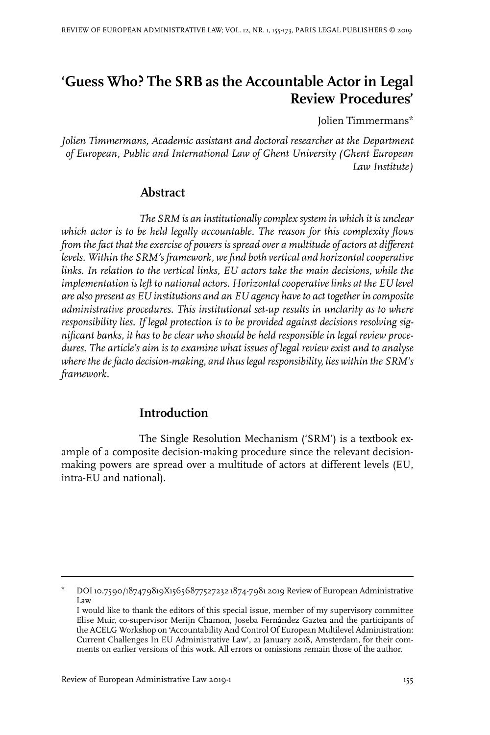# 'Guess Who? The SRB as the Accountable Actor in Legal Review Procedures'

Jolien Timmermans*

*Jolien Timmermans, Academic assistant and doctoral researcher at the Department of European, Public and International Law of Ghent University (Ghent European Law Institute)*

## Abstract

*The SRM is an institutionally complex system in which it is unclear which actor is to be held legally accountable. The reason for this complexity flows from the fact that the exercise of powers is spread over a multitude of actors at different levels. Within the SRM's framework, we find both vertical and horizontal cooperative links. In relation to the vertical links, EU actors take the main decisions, while the implementation is left to national actors. Horizontal cooperative links at the EU level are also present as EU institutions and an EU agency have to act together in composite administrative procedures. This institutional set-up results in unclarity as to where responsibility lies. If legal protection is to be provided against decisions resolving significant banks, it has to be clear who should be held responsible in legal review procedures. The article's aim is to examine what issues of legal review exist and to analyse where the de facto decision-making, and thus legal responsibility, lies within the SRM's framework.*

## Introduction

The Single Resolution Mechanism ('SRM') is a textbook example of a composite decision-making procedure since the relevant decision-making powers are spread over a multitude of actors at different levels (EU, intra-EU and national).

---

\* DOI 10.7590/187479819X15656877527232 1874-7981 2019 Review of European Administrative Law

I would like to thank the editors of this special issue, member of my supervisory committee Elise Muir, co-supervisor Merijn Chamon, Joseba Fernández Gaztea and the participants of the ACELG Workshop on 'Accountability And Control Of European Multilevel Administration: Current Challenges In EU Administrative Law', 21 January 2018, Amsterdam, for their comments on earlier versions of this work. All errors or omissions remain those of the author.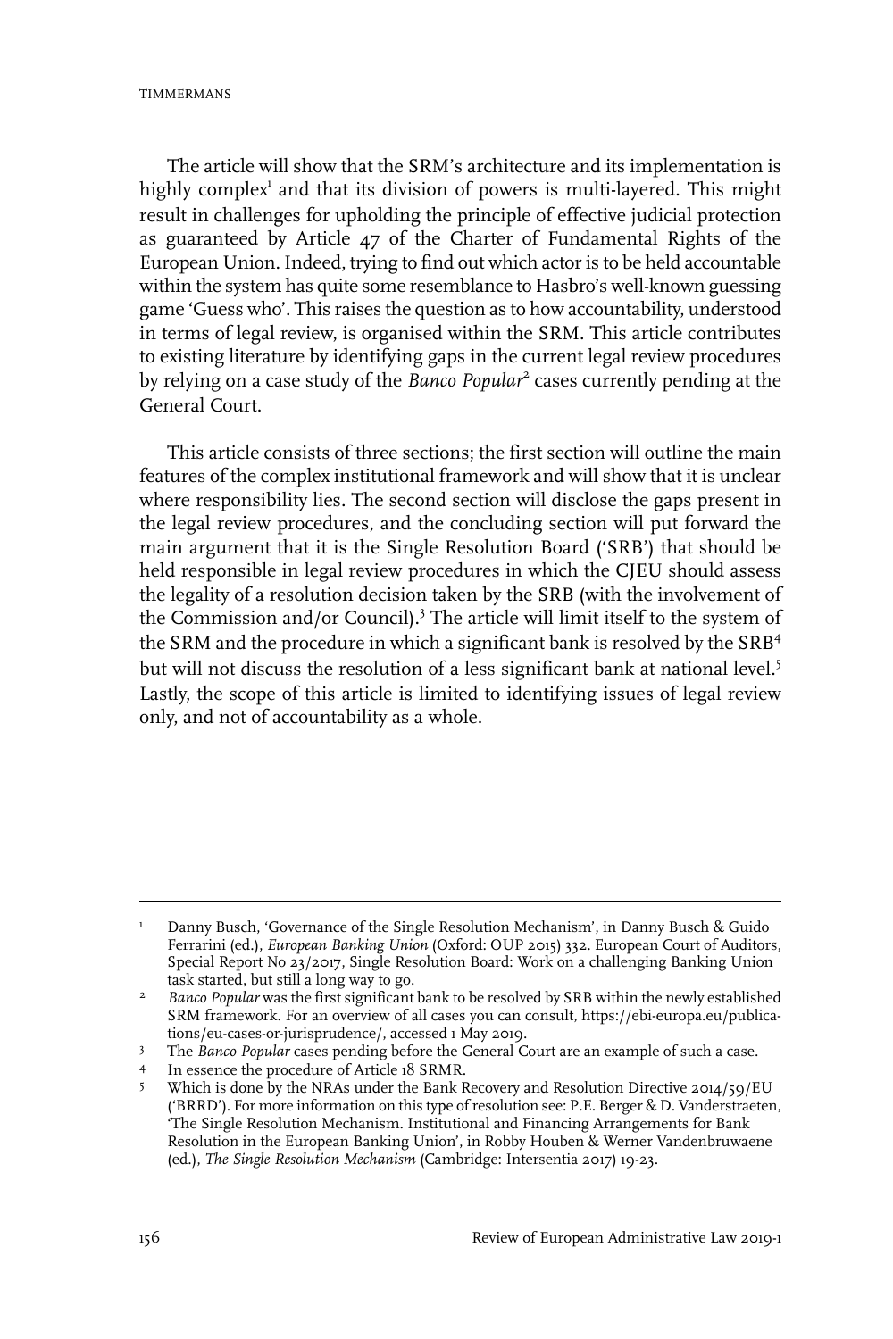The article will show that the SRM's architecture and its implementation is highly complex[1] and that its division of powers is multi-layered. This might result in challenges for upholding the principle of effective judicial protection as guaranteed by Article 47 of the Charter of Fundamental Rights of the European Union. Indeed, trying to find out which actor is to be held accountable within the system has quite some resemblance to Hasbro's well-known guessing game 'Guess who'. This raises the question as to how accountability, understood in terms of legal review, is organised within the SRM. This article contributes to existing literature by identifying gaps in the current legal review procedures by relying on a case study of the *Banco Popular*[2] cases currently pending at the General Court.

This article consists of three sections; the first section will outline the main features of the complex institutional framework and will show that it is unclear where responsibility lies. The second section will disclose the gaps present in the legal review procedures, and the concluding section will put forward the main argument that it is the Single Resolution Board ('SRB') that should be held responsible in legal review procedures in which the CJEU should assess the legality of a resolution decision taken by the SRB (with the involvement of the Commission and/or Council).[3] The article will limit itself to the system of the SRM and the procedure in which a significant bank is resolved by the SRB[4] but will not discuss the resolution of a less significant bank at national level.[5] Lastly, the scope of this article is limited to identifying issues of legal review only, and not of accountability as a whole.

---

[1] Danny Busch, 'Governance of the Single Resolution Mechanism', in Danny Busch & Guido Ferrarini (ed.), *European Banking Union* (Oxford: OUP 2015) 332. European Court of Auditors, Special Report No 23/2017, Single Resolution Board: Work on a challenging Banking Union task started, but still a long way to go.

[2] *Banco Popular* was the first significant bank to be resolved by SRB within the newly established SRM framework. For an overview of all cases you can consult, https://ebi-europa.eu/publications/eu-cases-or-jurisprudence/, accessed 1 May 2019.

[3] The *Banco Popular* cases pending before the General Court are an example of such a case.

[4] In essence the procedure of Article 18 SRMR.

[5] Which is done by the NRAs under the Bank Recovery and Resolution Directive 2014/59/EU ('BRRD'). For more information on this type of resolution see: P.E. Berger & D. Vanderstraeten, 'The Single Resolution Mechanism. Institutional and Financing Arrangements for Bank Resolution in the European Banking Union', in Robby Houben & Werner Vandenbruwaene (ed.), *The Single Resolution Mechanism* (Cambridge: Intersentia 2017) 19-23.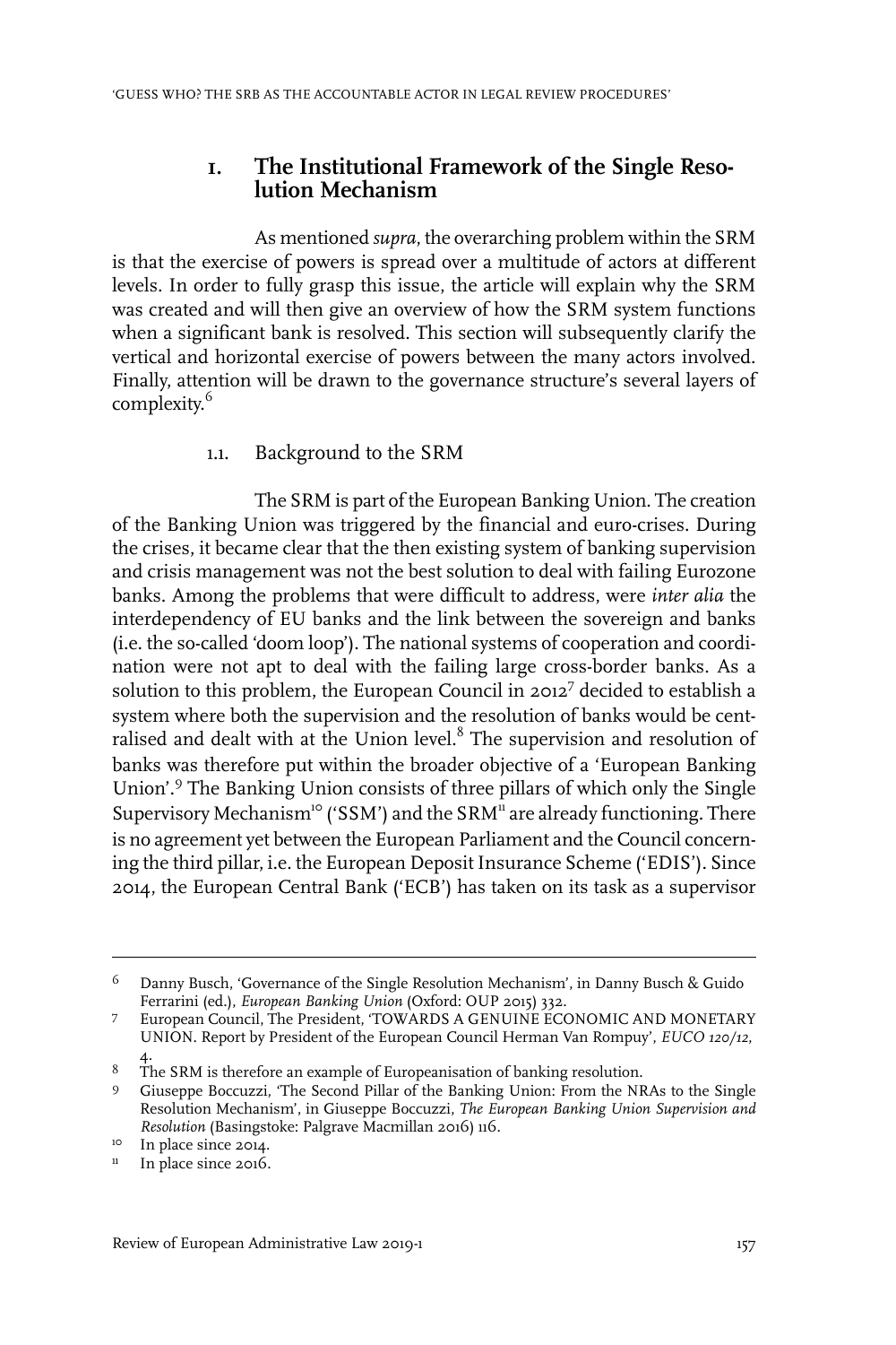# 1. The Institutional Framework of the Single Resolution Mechanism

As mentioned *supra*, the overarching problem within the SRM is that the exercise of powers is spread over a multitude of actors at different levels. In order to fully grasp this issue, the article will explain why the SRM was created and will then give an overview of how the SRM system functions when a significant bank is resolved. This section will subsequently clarify the vertical and horizontal exercise of powers between the many actors involved. Finally, attention will be drawn to the governance structure's several layers of complexity.[6]

## 1.1. Background to the SRM

The SRM is part of the European Banking Union. The creation of the Banking Union was triggered by the financial and euro-crises. During the crises, it became clear that the then existing system of banking supervision and crisis management was not the best solution to deal with failing Eurozone banks. Among the problems that were difficult to address, were *inter alia* the interdependency of EU banks and the link between the sovereign and banks (i.e. the so-called 'doom loop'). The national systems of cooperation and coordination were not apt to deal with the failing large cross-border banks. As a solution to this problem, the European Council in 2012[7] decided to establish a system where both the supervision and the resolution of banks would be centralised and dealt with at the Union level.[8] The supervision and resolution of banks was therefore put within the broader objective of a 'European Banking Union'.[9] The Banking Union consists of three pillars of which only the Single Supervisory Mechanism[10] ('SSM') and the SRM[11] are already functioning. There is no agreement yet between the European Parliament and the Council concerning the third pillar, i.e. the European Deposit Insurance Scheme ('EDIS'). Since 2014, the European Central Bank ('ECB') has taken on its task as a supervisor

---

6 Danny Busch, 'Governance of the Single Resolution Mechanism', in Danny Busch & Guido Ferrarini (ed.), *European Banking Union* (Oxford: OUP 2015) 332.

7 European Council, The President, 'TOWARDS A GENUINE ECONOMIC AND MONETARY UNION. Report by President of the European Council Herman Van Rompuy', *EUCO 120/12*, 4.

8 The SRM is therefore an example of Europeanisation of banking resolution.

9 Giuseppe Boccuzzi, 'The Second Pillar of the Banking Union: From the NRAs to the Single Resolution Mechanism', in Giuseppe Boccuzzi, *The European Banking Union Supervision and Resolution* (Basingstoke: Palgrave Macmillan 2016) 116.

10 In place since 2014.

11 In place since 2016.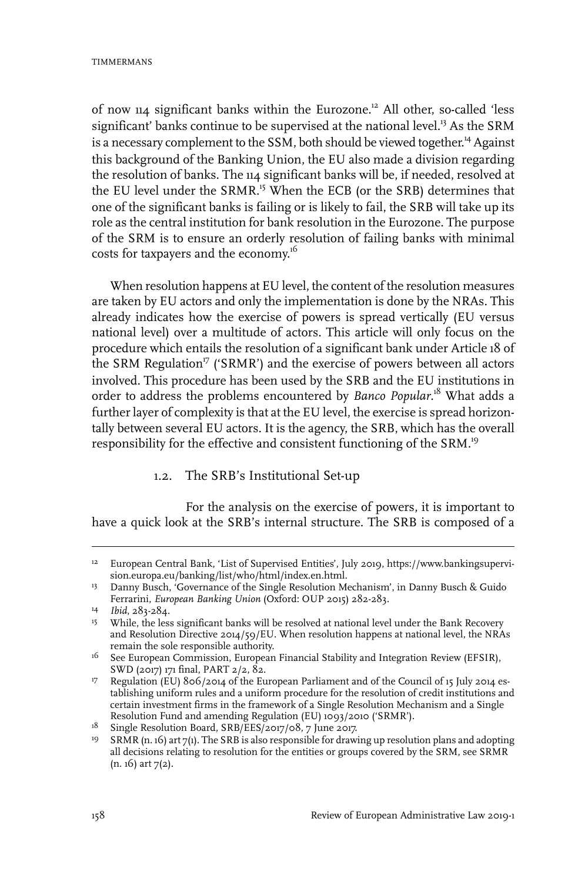of now 114 significant banks within the Eurozone.[12] All other, so-called 'less significant' banks continue to be supervised at the national level.[13] As the SRM is a necessary complement to the SSM, both should be viewed together.[14] Against this background of the Banking Union, the EU also made a division regarding the resolution of banks. The 114 significant banks will be, if needed, resolved at the EU level under the SRMR.[15] When the ECB (or the SRB) determines that one of the significant banks is failing or is likely to fail, the SRB will take up its role as the central institution for bank resolution in the Eurozone. The purpose of the SRM is to ensure an orderly resolution of failing banks with minimal costs for taxpayers and the economy.[16]

When resolution happens at EU level, the content of the resolution measures are taken by EU actors and only the implementation is done by the NRAs. This already indicates how the exercise of powers is spread vertically (EU versus national level) over a multitude of actors. This article will only focus on the procedure which entails the resolution of a significant bank under Article 18 of the SRM Regulation[17] ('SRMR') and the exercise of powers between all actors involved. This procedure has been used by the SRB and the EU institutions in order to address the problems encountered by *Banco Popular*.[18] What adds a further layer of complexity is that at the EU level, the exercise is spread horizontally between several EU actors. It is the agency, the SRB, which has the overall responsibility for the effective and consistent functioning of the SRM.[19]

### 1.2. The SRB's Institutional Set-up

For the analysis on the exercise of powers, it is important to have a quick look at the SRB's internal structure. The SRB is composed of a

---

[12] European Central Bank, 'List of Supervised Entities', July 2019, https://www.bankingsupervision.europa.eu/banking/list/who/html/index.en.html.

[13] Danny Busch, 'Governance of the Single Resolution Mechanism', in Danny Busch & Guido Ferrarini, *European Banking Union* (Oxford: OUP 2015) 282-283.

[14] *Ibid*, 283-284.

[15] While, the less significant banks will be resolved at national level under the Bank Recovery and Resolution Directive 2014/59/EU. When resolution happens at national level, the NRAs remain the sole responsible authority.

[16] See European Commission, European Financial Stability and Integration Review (EFSIR), SWD (2017) 171 final, PART 2/2, 82.

[17] Regulation (EU) 806/2014 of the European Parliament and of the Council of 15 July 2014 establishing uniform rules and a uniform procedure for the resolution of credit institutions and certain investment firms in the framework of a Single Resolution Mechanism and a Single Resolution Fund and amending Regulation (EU) 1093/2010 ('SRMR').

[18] Single Resolution Board, SRB/EES/2017/08, 7 June 2017.

[19] SRMR (n. 16) art 7(1). The SRB is also responsible for drawing up resolution plans and adopting all decisions relating to resolution for the entities or groups covered by the SRM, see SRMR (n. 16) art 7(2).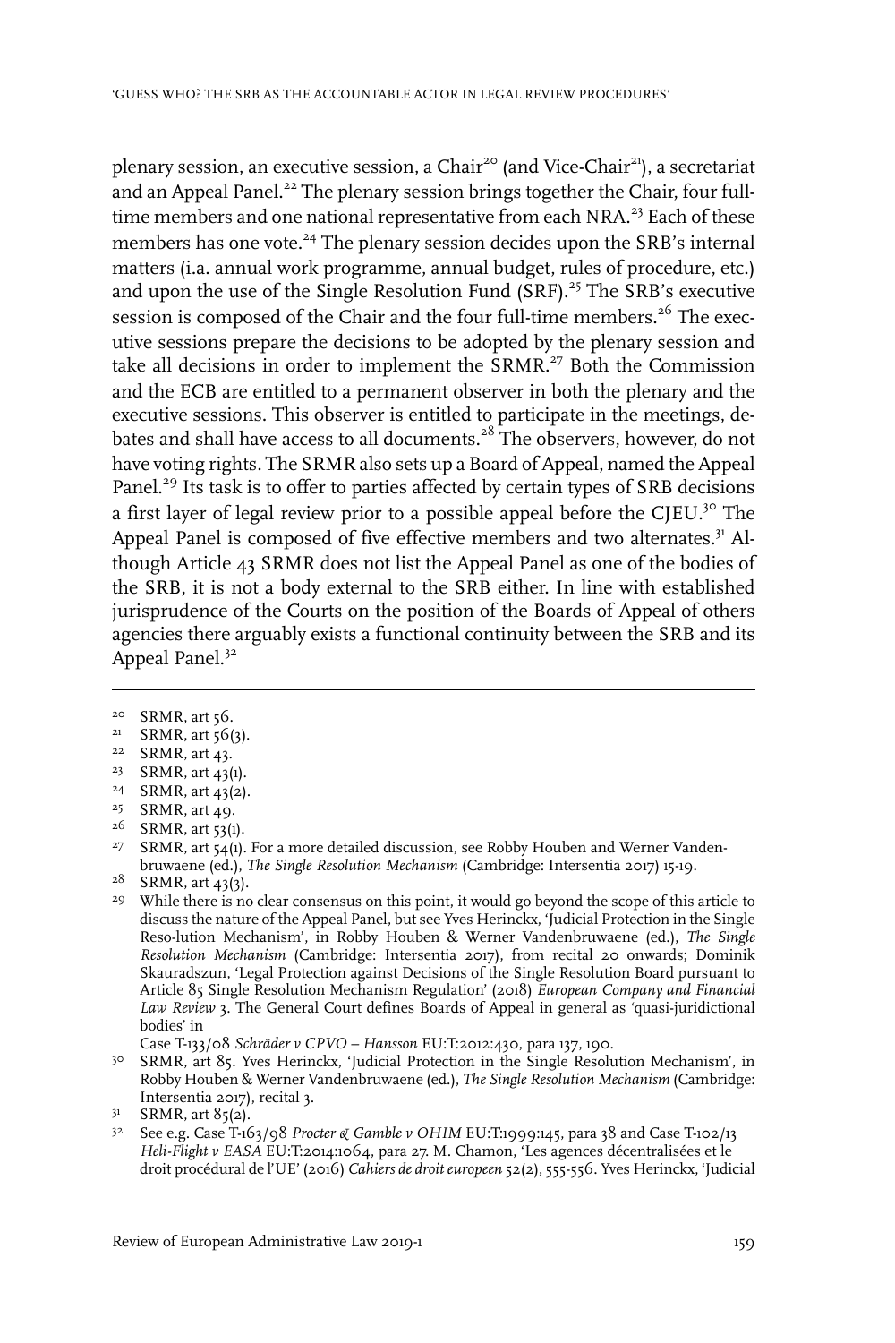plenary session, an executive session, a Chair[20] (and Vice-Chair[21]), a secretariat and an Appeal Panel.[22] The plenary session brings together the Chair, four full-time members and one national representative from each NRA.[23] Each of these members has one vote.[24] The plenary session decides upon the SRB's internal matters (i.a. annual work programme, annual budget, rules of procedure, etc.) and upon the use of the Single Resolution Fund (SRF).[25] The SRB's executive session is composed of the Chair and the four full-time members.[26] The executive sessions prepare the decisions to be adopted by the plenary session and take all decisions in order to implement the SRMR.[27] Both the Commission and the ECB are entitled to a permanent observer in both the plenary and the executive sessions. This observer is entitled to participate in the meetings, debates and shall have access to all documents.[28] The observers, however, do not have voting rights. The SRMR also sets up a Board of Appeal, named the Appeal Panel.[29] Its task is to offer to parties affected by certain types of SRB decisions a first layer of legal review prior to a possible appeal before the CJEU.[30] The Appeal Panel is composed of five effective members and two alternates.[31] Although Article 43 SRMR does not list the Appeal Panel as one of the bodies of the SRB, it is not a body external to the SRB either. In line with established jurisprudence of the Courts on the position of the Boards of Appeal of others agencies there arguably exists a functional continuity between the SRB and its Appeal Panel.[32]

---

[20] SRMR, art 56.

[21] SRMR, art 56(3).

[22] SRMR, art 43.

[23] SRMR, art 43(1).

[24] SRMR, art 43(2).

[25] SRMR, art 49.

[26] SRMR, art 53(1).

[27] SRMR, art 54(1). For a more detailed discussion, see Robby Houben and Werner Vandenbruwaene (ed.), *The Single Resolution Mechanism* (Cambridge: Intersentia 2017) 15-19.

[28] SRMR, art 43(3).

[29] While there is no clear consensus on this point, it would go beyond the scope of this article to discuss the nature of the Appeal Panel, but see Yves Herinckx, 'Judicial Protection in the Single Reso-lution Mechanism', in Robby Houben & Werner Vandenbruwaene (ed.), *The Single Resolution Mechanism* (Cambridge: Intersentia 2017), from recital 20 onwards; Dominik Skauradszun, 'Legal Protection against Decisions of the Single Resolution Board pursuant to Article 85 Single Resolution Mechanism Regulation' (2018) *European Company and Financial Law Review* 3. The General Court defines Boards of Appeal in general as 'quasi-juridictional bodies' in Case T-133/08 *Schräder v CPVO – Hansson* EU:T:2012:430, para 137, 190.

[30] SRMR, art 85. Yves Herinckx, 'Judicial Protection in the Single Resolution Mechanism', in Robby Houben & Werner Vandenbruwaene (ed.), *The Single Resolution Mechanism* (Cambridge: Intersentia 2017), recital 3.

[31] SRMR, art 85(2).

[32] See e.g. Case T-163/98 *Procter & Gamble v OHIM* EU:T:1999:145, para 38 and Case T-102/13 *Heli-Flight v EASA* EU:T:2014:1064, para 27. M. Chamon, 'Les agences décentralisées et le droit procédural de l'UE' (2016) *Cahiers de droit europeen* 52(2), 555-556. Yves Herinckx, 'Judicial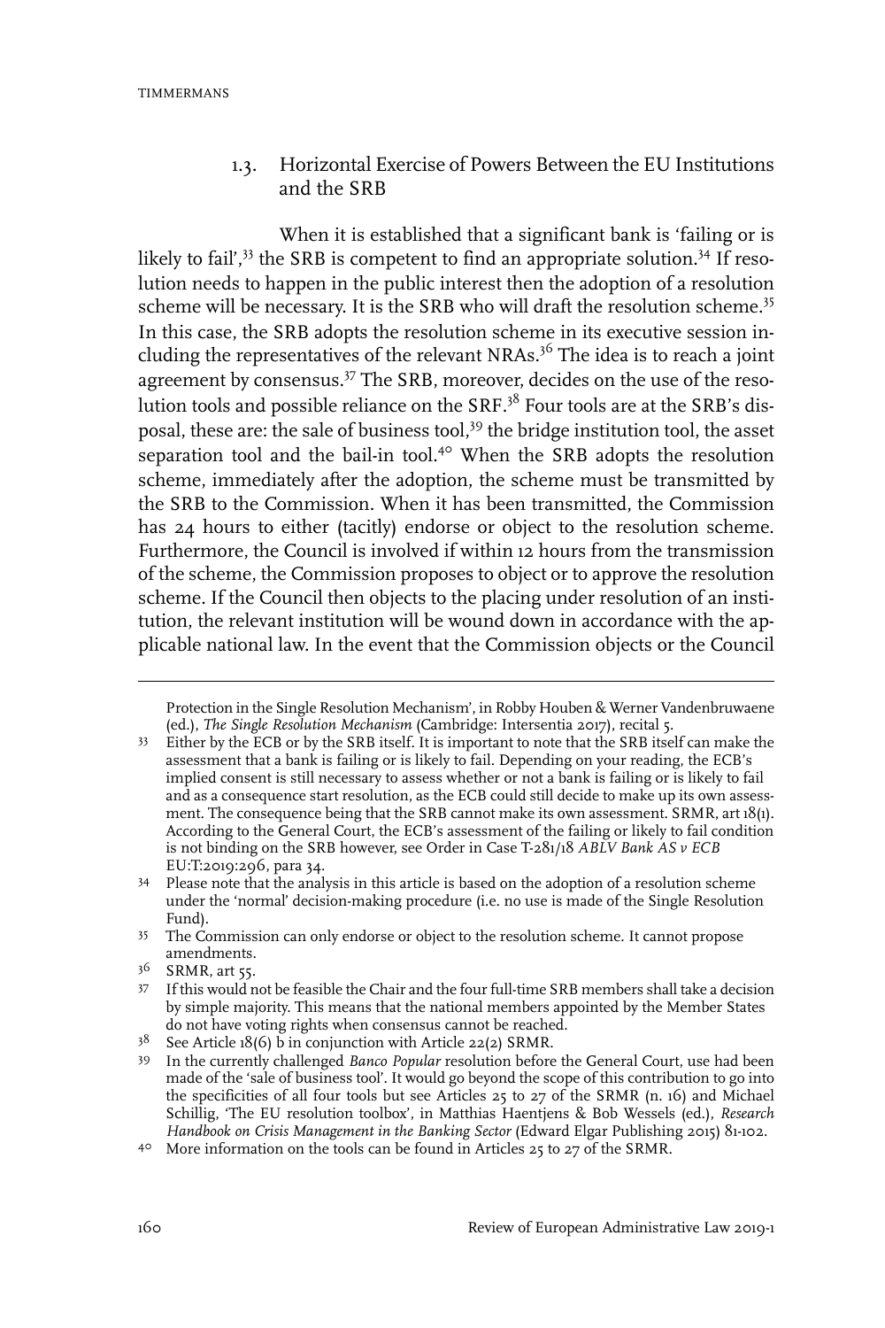### 1.3. Horizontal Exercise of Powers Between the EU Institutions and the SRB

When it is established that a significant bank is 'failing or is likely to fail',[33] the SRB is competent to find an appropriate solution.[34] If resolution needs to happen in the public interest then the adoption of a resolution scheme will be necessary. It is the SRB who will draft the resolution scheme.[35] In this case, the SRB adopts the resolution scheme in its executive session including the representatives of the relevant NRAs.[36] The idea is to reach a joint agreement by consensus.[37] The SRB, moreover, decides on the use of the resolution tools and possible reliance on the SRF.[38] Four tools are at the SRB's disposal, these are: the sale of business tool,[39] the bridge institution tool, the asset separation tool and the bail-in tool.[40] When the SRB adopts the resolution scheme, immediately after the adoption, the scheme must be transmitted by the SRB to the Commission. When it has been transmitted, the Commission has 24 hours to either (tacitly) endorse or object to the resolution scheme. Furthermore, the Council is involved if within 12 hours from the transmission of the scheme, the Commission proposes to object or to approve the resolution scheme. If the Council then objects to the placing under resolution of an institution, the relevant institution will be wound down in accordance with the applicable national law. In the event that the Commission objects or the Council

---

Protection in the Single Resolution Mechanism', in Robby Houben & Werner Vandenbruwaene (ed.), *The Single Resolution Mechanism* (Cambridge: Intersentia 2017), recital 5.

33 Either by the ECB or by the SRB itself. It is important to note that the SRB itself can make the assessment that a bank is failing or is likely to fail. Depending on your reading, the ECB's implied consent is still necessary to assess whether or not a bank is failing or is likely to fail and as a consequence start resolution, as the ECB could still decide to make up its own assessment. The consequence being that the SRB cannot make its own assessment. SRMR, art 18(1). According to the General Court, the ECB's assessment of the failing or likely to fail condition is not binding on the SRB however, see Order in Case T-281/18 *ABLV Bank AS v ECB* EU:T:2019:296, para 34.

34 Please note that the analysis in this article is based on the adoption of a resolution scheme under the 'normal' decision-making procedure (i.e. no use is made of the Single Resolution Fund).

35 The Commission can only endorse or object to the resolution scheme. It cannot propose amendments.

36 SRMR, art 55.

37 If this would not be feasible the Chair and the four full-time SRB members shall take a decision by simple majority. This means that the national members appointed by the Member States do not have voting rights when consensus cannot be reached.

38 See Article 18(6) b in conjunction with Article 22(2) SRMR.

39 In the currently challenged *Banco Popular* resolution before the General Court, use had been made of the 'sale of business tool'. It would go beyond the scope of this contribution to go into the specificities of all four tools but see Articles 25 to 27 of the SRMR (n. 16) and Michael Schillig, 'The EU resolution toolbox', in Matthias Haentjens & Bob Wessels (ed.), *Research Handbook on Crisis Management in the Banking Sector* (Edward Elgar Publishing 2015) 81-102.

40 More information on the tools can be found in Articles 25 to 27 of the SRMR.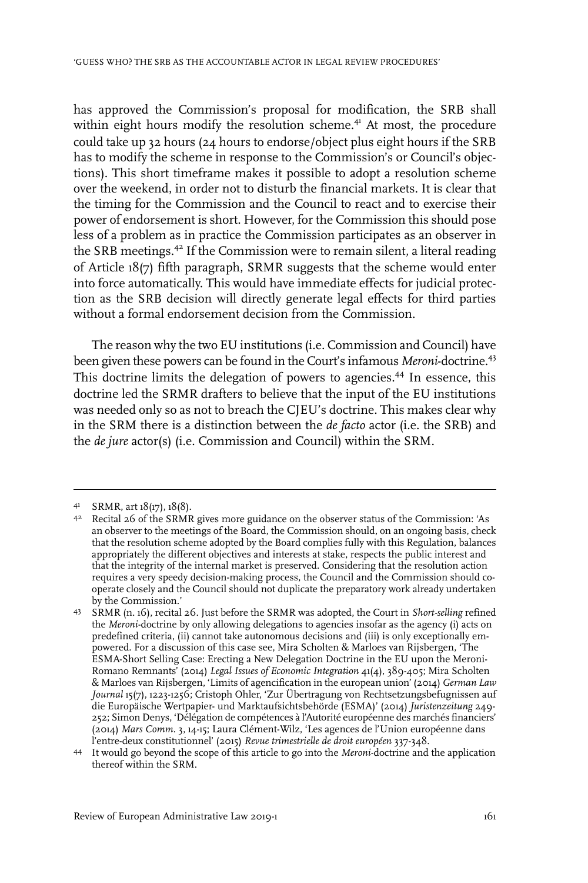has approved the Commission's proposal for modification, the SRB shall within eight hours modify the resolution scheme.[41] At most, the procedure could take up 32 hours (24 hours to endorse/object plus eight hours if the SRB has to modify the scheme in response to the Commission's or Council's objections). This short timeframe makes it possible to adopt a resolution scheme over the weekend, in order not to disturb the financial markets. It is clear that the timing for the Commission and the Council to react and to exercise their power of endorsement is short. However, for the Commission this should pose less of a problem as in practice the Commission participates as an observer in the SRB meetings.[42] If the Commission were to remain silent, a literal reading of Article 18(7) fifth paragraph, SRMR suggests that the scheme would enter into force automatically. This would have immediate effects for judicial protection as the SRB decision will directly generate legal effects for third parties without a formal endorsement decision from the Commission.

The reason why the two EU institutions (i.e. Commission and Council) have been given these powers can be found in the Court's infamous *Meroni*-doctrine.[43] This doctrine limits the delegation of powers to agencies.[44] In essence, this doctrine led the SRMR drafters to believe that the input of the EU institutions was needed only so as not to breach the CJEU's doctrine. This makes clear why in the SRM there is a distinction between the *de facto* actor (i.e. the SRB) and the *de jure* actor(s) (i.e. Commission and Council) within the SRM.

---

41 SRMR, art 18(17), 18(8).

42 Recital 26 of the SRMR gives more guidance on the observer status of the Commission: 'As an observer to the meetings of the Board, the Commission should, on an ongoing basis, check that the resolution scheme adopted by the Board complies fully with this Regulation, balances appropriately the different objectives and interests at stake, respects the public interest and that the integrity of the internal market is preserved. Considering that the resolution action requires a very speedy decision-making process, the Council and the Commission should co-operate closely and the Council should not duplicate the preparatory work already undertaken by the Commission.'

43 SRMR (n. 16), recital 26. Just before the SRMR was adopted, the Court in *Short-selling* refined the *Meroni*-doctrine by only allowing delegations to agencies insofar as the agency (i) acts on predefined criteria, (ii) cannot take autonomous decisions and (iii) is only exceptionally empowered. For a discussion of this case see, Mira Scholten & Marloes van Rijsbergen, 'The ESMA-Short Selling Case: Erecting a New Delegation Doctrine in the EU upon the Meroni-Romano Remnants' (2014) *Legal Issues of Economic Integration* 41(4), 389-405; Mira Scholten & Marloes van Rijsbergen, 'Limits of agencification in the european union' (2014) *German Law Journal* 15(7), 1223-1256; Cristoph Ohler, 'Zur Übertragung von Rechtsetzungsbefugnissen auf die Europäische Wertpapier- und Marktaufsichtsbehörde (ESMA)' (2014) *Juristenzeitung* 249-252; Simon Denys, 'Délégation de compétences à l'Autorité européenne des marchés financiers' (2014) *Mars Comm.* 3, 14-15; Laura Clément-Wilz, 'Les agences de l'Union européenne dans l'entre-deux constitutionnel' (2015) *Revue trimestrielle de droit européen* 337-348.

44 It would go beyond the scope of this article to go into the *Meroni*-doctrine and the application thereof within the SRM.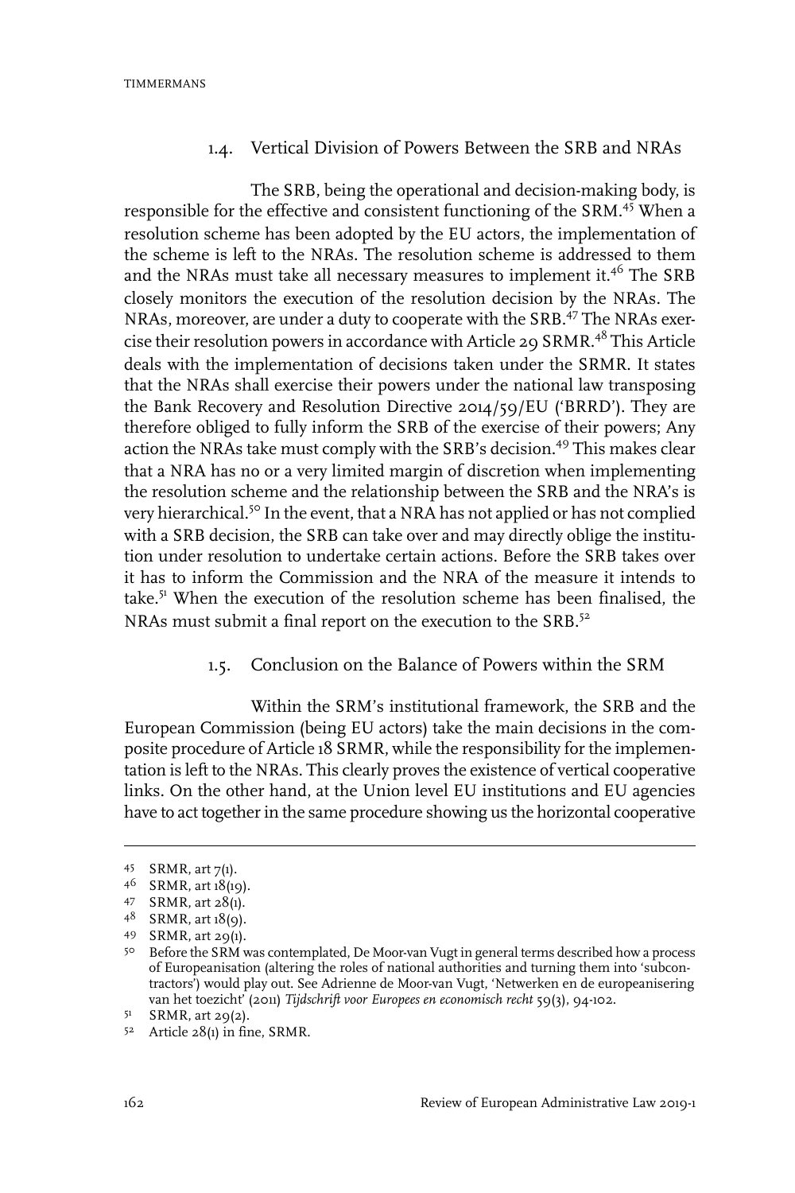### 1.4. Vertical Division of Powers Between the SRB and NRAs

The SRB, being the operational and decision-making body, is responsible for the effective and consistent functioning of the SRM.[45] When a resolution scheme has been adopted by the EU actors, the implementation of the scheme is left to the NRAs. The resolution scheme is addressed to them and the NRAs must take all necessary measures to implement it.[46] The SRB closely monitors the execution of the resolution decision by the NRAs. The NRAs, moreover, are under a duty to cooperate with the SRB.[47] The NRAs exercise their resolution powers in accordance with Article 29 SRMR.[48] This Article deals with the implementation of decisions taken under the SRMR. It states that the NRAs shall exercise their powers under the national law transposing the Bank Recovery and Resolution Directive 2014/59/EU ('BRRD'). They are therefore obliged to fully inform the SRB of the exercise of their powers; Any action the NRAs take must comply with the SRB's decision.[49] This makes clear that a NRA has no or a very limited margin of discretion when implementing the resolution scheme and the relationship between the SRB and the NRA's is very hierarchical.[50] In the event, that a NRA has not applied or has not complied with a SRB decision, the SRB can take over and may directly oblige the institution under resolution to undertake certain actions. Before the SRB takes over it has to inform the Commission and the NRA of the measure it intends to take.[51] When the execution of the resolution scheme has been finalised, the NRAs must submit a final report on the execution to the SRB.[52]

### 1.5. Conclusion on the Balance of Powers within the SRM

Within the SRM's institutional framework, the SRB and the European Commission (being EU actors) take the main decisions in the composite procedure of Article 18 SRMR, while the responsibility for the implementation is left to the NRAs. This clearly proves the existence of vertical cooperative links. On the other hand, at the Union level EU institutions and EU agencies have to act together in the same procedure showing us the horizontal cooperative

---

45 SRMR, art 7(1).

46 SRMR, art 18(19).

47 SRMR, art 28(1).

48 SRMR, art 18(9).

49 SRMR, art 29(1).

50 Before the SRM was contemplated, De Moor-van Vugt in general terms described how a process of Europeanisation (altering the roles of national authorities and turning them into 'subcontractors') would play out. See Adrienne de Moor-van Vugt, 'Netwerken en de europeanisering van het toezicht' (2011) *Tijdschrift voor Europees en economisch recht* 59(3), 94-102.

51 SRMR, art 29(2).

52 Article 28(1) in fine, SRMR.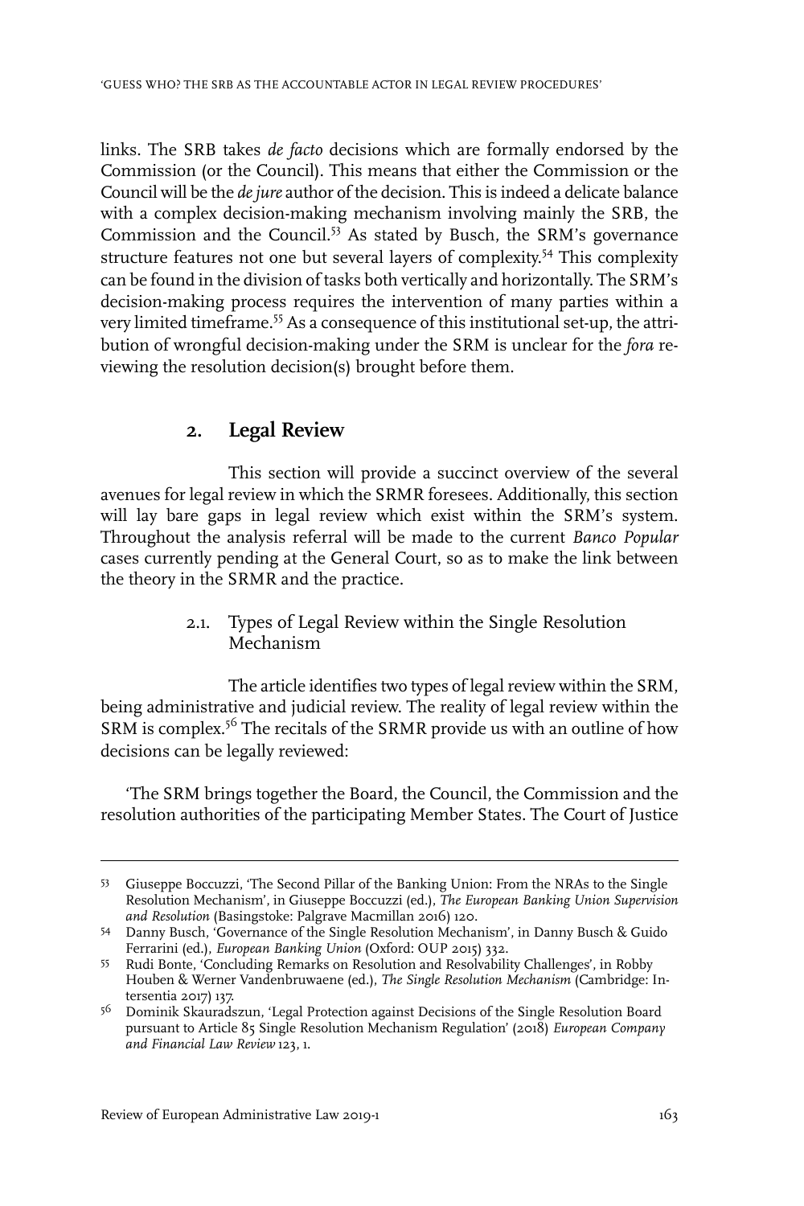links. The SRB takes *de facto* decisions which are formally endorsed by the Commission (or the Council). This means that either the Commission or the Council will be the *de jure* author of the decision. This is indeed a delicate balance with a complex decision-making mechanism involving mainly the SRB, the Commission and the Council.[53] As stated by Busch, the SRM's governance structure features not one but several layers of complexity.[54] This complexity can be found in the division of tasks both vertically and horizontally. The SRM's decision-making process requires the intervention of many parties within a very limited timeframe.[55] As a consequence of this institutional set-up, the attribution of wrongful decision-making under the SRM is unclear for the *fora* reviewing the resolution decision(s) brought before them.

## 2. Legal Review

This section will provide a succinct overview of the several avenues for legal review in which the SRMR foresees. Additionally, this section will lay bare gaps in legal review which exist within the SRM's system. Throughout the analysis referral will be made to the current *Banco Popular* cases currently pending at the General Court, so as to make the link between the theory in the SRMR and the practice.

### 2.1. Types of Legal Review within the Single Resolution Mechanism

The article identifies two types of legal review within the SRM, being administrative and judicial review. The reality of legal review within the SRM is complex.[56] The recitals of the SRMR provide us with an outline of how decisions can be legally reviewed:

'The SRM brings together the Board, the Council, the Commission and the resolution authorities of the participating Member States. The Court of Justice

---

53 Giuseppe Boccuzzi, 'The Second Pillar of the Banking Union: From the NRAs to the Single Resolution Mechanism', in Giuseppe Boccuzzi (ed.), *The European Banking Union Supervision and Resolution* (Basingstoke: Palgrave Macmillan 2016) 120.

54 Danny Busch, 'Governance of the Single Resolution Mechanism', in Danny Busch & Guido Ferrarini (ed.), *European Banking Union* (Oxford: OUP 2015) 332.

55 Rudi Bonte, 'Concluding Remarks on Resolution and Resolvability Challenges', in Robby Houben & Werner Vandenbruwaene (ed.), *The Single Resolution Mechanism* (Cambridge: Intersentia 2017) 137.

56 Dominik Skauradszun, 'Legal Protection against Decisions of the Single Resolution Board pursuant to Article 85 Single Resolution Mechanism Regulation' (2018) *European Company and Financial Law Review* 123, 1.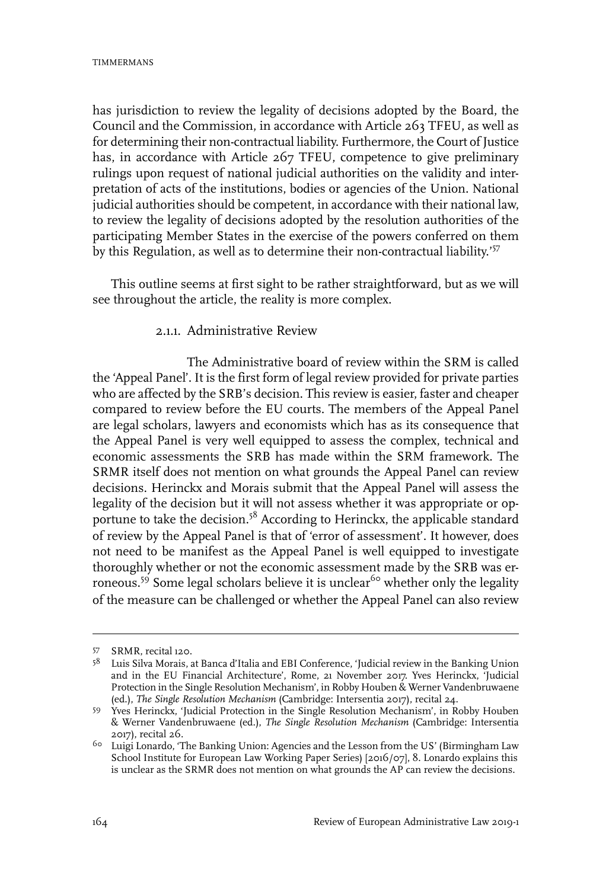has jurisdiction to review the legality of decisions adopted by the Board, the Council and the Commission, in accordance with Article 263 TFEU, as well as for determining their non-contractual liability. Furthermore, the Court of Justice has, in accordance with Article 267 TFEU, competence to give preliminary rulings upon request of national judicial authorities on the validity and interpretation of acts of the institutions, bodies or agencies of the Union. National judicial authorities should be competent, in accordance with their national law, to review the legality of decisions adopted by the resolution authorities of the participating Member States in the exercise of the powers conferred on them by this Regulation, as well as to determine their non-contractual liability.'[57]

This outline seems at first sight to be rather straightforward, but as we will see throughout the article, the reality is more complex.

### 2.1.1. Administrative Review

The Administrative board of review within the SRM is called the 'Appeal Panel'. It is the first form of legal review provided for private parties who are affected by the SRB's decision. This review is easier, faster and cheaper compared to review before the EU courts. The members of the Appeal Panel are legal scholars, lawyers and economists which has as its consequence that the Appeal Panel is very well equipped to assess the complex, technical and economic assessments the SRB has made within the SRM framework. The SRMR itself does not mention on what grounds the Appeal Panel can review decisions. Herinckx and Morais submit that the Appeal Panel will assess the legality of the decision but it will not assess whether it was appropriate or opportune to take the decision.[58] According to Herinckx, the applicable standard of review by the Appeal Panel is that of 'error of assessment'. It however, does not need to be manifest as the Appeal Panel is well equipped to investigate thoroughly whether or not the economic assessment made by the SRB was erroneous.[59] Some legal scholars believe it is unclear[60] whether only the legality of the measure can be challenged or whether the Appeal Panel can also review

---

[57] SRMR, recital 120.

[58] Luis Silva Morais, at Banca d'Italia and EBI Conference, 'Judicial review in the Banking Union and in the EU Financial Architecture', Rome, 21 November 2017. Yves Herinckx, 'Judicial Protection in the Single Resolution Mechanism', in Robby Houben & Werner Vandenbruwaene (ed.), *The Single Resolution Mechanism* (Cambridge: Intersentia 2017), recital 24.

[59] Yves Herinckx, 'Judicial Protection in the Single Resolution Mechanism', in Robby Houben & Werner Vandenbruwaene (ed.), *The Single Resolution Mechanism* (Cambridge: Intersentia 2017), recital 26.

[60] Luigi Lonardo, 'The Banking Union: Agencies and the Lesson from the US' (Birmingham Law School Institute for European Law Working Paper Series) [2016/07], 8. Lonardo explains this is unclear as the SRMR does not mention on what grounds the AP can review the decisions.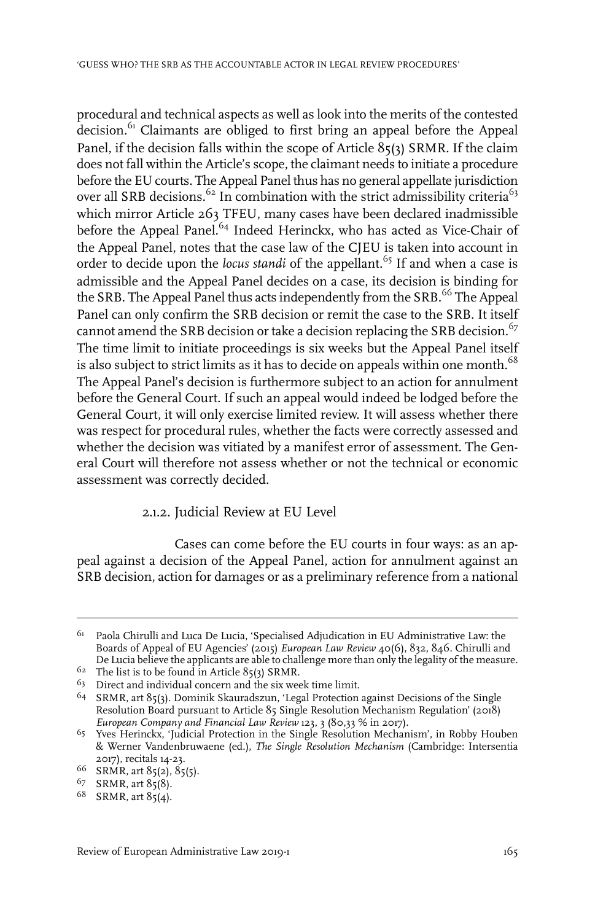procedural and technical aspects as well as look into the merits of the contested decision.[61] Claimants are obliged to first bring an appeal before the Appeal Panel, if the decision falls within the scope of Article 85(3) SRMR. If the claim does not fall within the Article's scope, the claimant needs to initiate a procedure before the EU courts. The Appeal Panel thus has no general appellate jurisdiction over all SRB decisions.[62] In combination with the strict admissibility criteria[63] which mirror Article 263 TFEU, many cases have been declared inadmissible before the Appeal Panel.[64] Indeed Herinckx, who has acted as Vice-Chair of the Appeal Panel, notes that the case law of the CJEU is taken into account in order to decide upon the *locus standi* of the appellant.[65] If and when a case is admissible and the Appeal Panel decides on a case, its decision is binding for the SRB. The Appeal Panel thus acts independently from the SRB.[66] The Appeal Panel can only confirm the SRB decision or remit the case to the SRB. It itself cannot amend the SRB decision or take a decision replacing the SRB decision.[67] The time limit to initiate proceedings is six weeks but the Appeal Panel itself is also subject to strict limits as it has to decide on appeals within one month.[68] The Appeal Panel's decision is furthermore subject to an action for annulment before the General Court. If such an appeal would indeed be lodged before the General Court, it will only exercise limited review. It will assess whether there was respect for procedural rules, whether the facts were correctly assessed and whether the decision was vitiated by a manifest error of assessment. The General Court will therefore not assess whether or not the technical or economic assessment was correctly decided.

### 2.1.2. Judicial Review at EU Level

Cases can come before the EU courts in four ways: as an appeal against a decision of the Appeal Panel, action for annulment against an SRB decision, action for damages or as a preliminary reference from a national

---

[61] Paola Chirulli and Luca De Lucia, 'Specialised Adjudication in EU Administrative Law: the Boards of Appeal of EU Agencies' (2015) *European Law Review* 40(6), 832, 846. Chirulli and De Lucia believe the applicants are able to challenge more than only the legality of the measure.

[62] The list is to be found in Article 85(3) SRMR.

[63] Direct and individual concern and the six week time limit.

[64] SRMR, art 85(3). Dominik Skauradszun, 'Legal Protection against Decisions of the Single Resolution Board pursuant to Article 85 Single Resolution Mechanism Regulation' (2018) *European Company and Financial Law Review* 123, 3 (80,33 % in 2017).

[65] Yves Herinckx, 'Judicial Protection in the Single Resolution Mechanism', in Robby Houben & Werner Vandenbruwaene (ed.), *The Single Resolution Mechanism* (Cambridge: Intersentia 2017), recitals 14-23.

[66] SRMR, art 85(2), 85(5).

[67] SRMR, art 85(8).

[68] SRMR, art 85(4).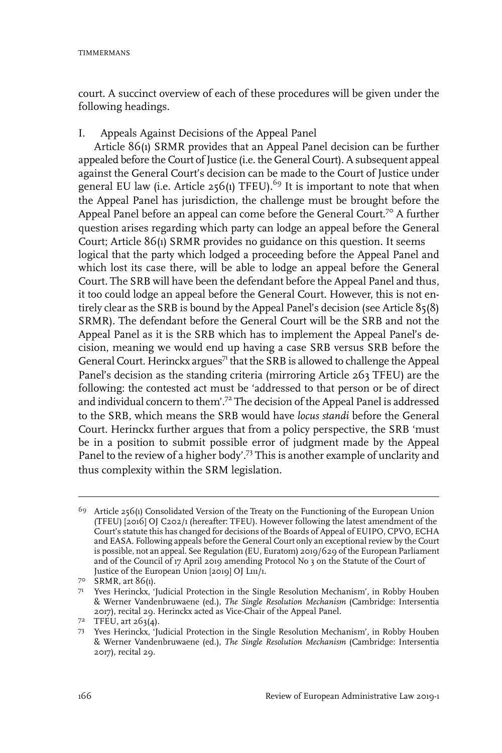court. A succinct overview of each of these procedures will be given under the following headings.

## I. Appeals Against Decisions of the Appeal Panel

Article 86(1) SRMR provides that an Appeal Panel decision can be further appealed before the Court of Justice (i.e. the General Court). A subsequent appeal against the General Court's decision can be made to the Court of Justice under general EU law (i.e. Article 256(1) TFEU).[69] It is important to note that when the Appeal Panel has jurisdiction, the challenge must be brought before the Appeal Panel before an appeal can come before the General Court.[70] A further question arises regarding which party can lodge an appeal before the General Court; Article 86(1) SRMR provides no guidance on this question. It seems logical that the party which lodged a proceeding before the Appeal Panel and which lost its case there, will be able to lodge an appeal before the General Court. The SRB will have been the defendant before the Appeal Panel and thus, it too could lodge an appeal before the General Court. However, this is not entirely clear as the SRB is bound by the Appeal Panel's decision (see Article 85(8) SRMR). The defendant before the General Court will be the SRB and not the Appeal Panel as it is the SRB which has to implement the Appeal Panel's decision, meaning we would end up having a case SRB versus SRB before the General Court. Herinckx argues[71] that the SRB is allowed to challenge the Appeal Panel's decision as the standing criteria (mirroring Article 263 TFEU) are the following: the contested act must be 'addressed to that person or be of direct and individual concern to them'.[72] The decision of the Appeal Panel is addressed to the SRB, which means the SRB would have *locus standi* before the General Court. Herinckx further argues that from a policy perspective, the SRB 'must be in a position to submit possible error of judgment made by the Appeal Panel to the review of a higher body'.[73] This is another example of unclarity and thus complexity within the SRM legislation.

---

[69] Article 256(1) Consolidated Version of the Treaty on the Functioning of the European Union (TFEU) [2016] OJ C202/1 (hereafter: TFEU). However following the latest amendment of the Court's statute this has changed for decisions of the Boards of Appeal of EUIPO, CPVO, ECHA and EASA. Following appeals before the General Court only an exceptional review by the Court is possible, not an appeal. See Regulation (EU, Euratom) 2019/629 of the European Parliament and of the Council of 17 April 2019 amending Protocol No 3 on the Statute of the Court of Justice of the European Union [2019] OJ L111/1.

[70] SRMR, art 86(1).

[71] Yves Herinckx, 'Judicial Protection in the Single Resolution Mechanism', in Robby Houben & Werner Vandenbruwaene (ed.), *The Single Resolution Mechanism* (Cambridge: Intersentia 2017), recital 29. Herinckx acted as Vice-Chair of the Appeal Panel.

[72] TFEU, art 263(4).

[73] Yves Herinckx, 'Judicial Protection in the Single Resolution Mechanism', in Robby Houben & Werner Vandenbruwaene (ed.), *The Single Resolution Mechanism* (Cambridge: Intersentia 2017), recital 29.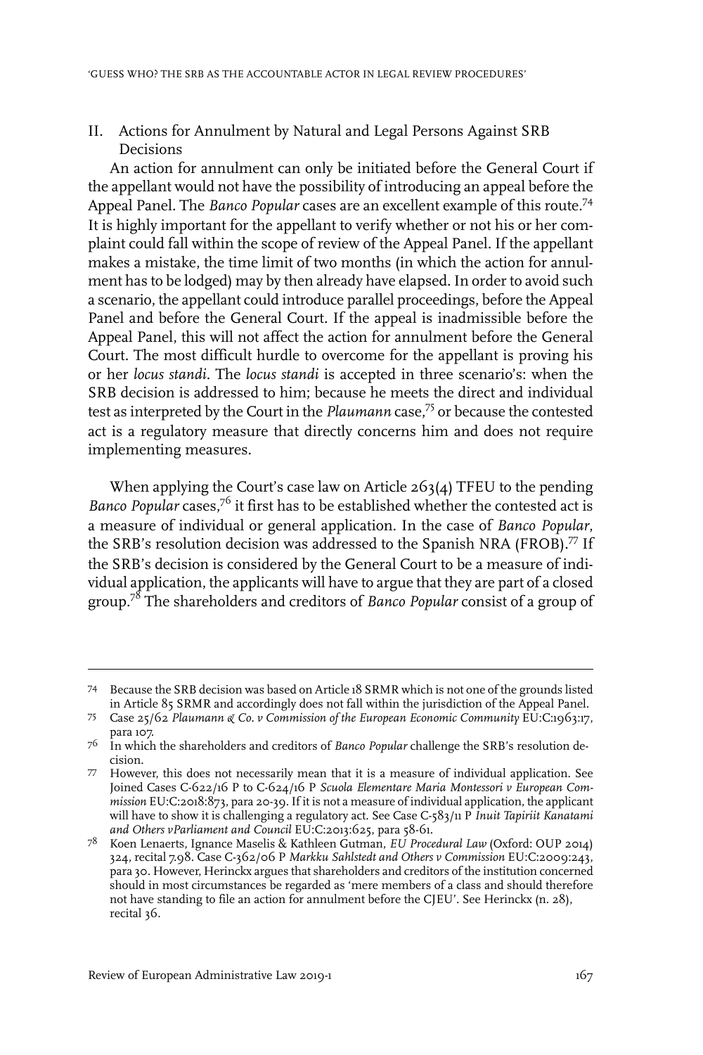## II. Actions for Annulment by Natural and Legal Persons Against SRB Decisions

An action for annulment can only be initiated before the General Court if the appellant would not have the possibility of introducing an appeal before the Appeal Panel. The *Banco Popular* cases are an excellent example of this route.[74] It is highly important for the appellant to verify whether or not his or her complaint could fall within the scope of review of the Appeal Panel. If the appellant makes a mistake, the time limit of two months (in which the action for annulment has to be lodged) may by then already have elapsed. In order to avoid such a scenario, the appellant could introduce parallel proceedings, before the Appeal Panel and before the General Court. If the appeal is inadmissible before the Appeal Panel, this will not affect the action for annulment before the General Court. The most difficult hurdle to overcome for the appellant is proving his or her *locus standi*. The *locus standi* is accepted in three scenario's: when the SRB decision is addressed to him; because he meets the direct and individual test as interpreted by the Court in the *Plaumann* case,[75] or because the contested act is a regulatory measure that directly concerns him and does not require implementing measures.

When applying the Court's case law on Article 263(4) TFEU to the pending *Banco Popular* cases,[76] it first has to be established whether the contested act is a measure of individual or general application. In the case of *Banco Popular*, the SRB's resolution decision was addressed to the Spanish NRA (FROB).[77] If the SRB's decision is considered by the General Court to be a measure of individual application, the applicants will have to argue that they are part of a closed group.[78] The shareholders and creditors of *Banco Popular* consist of a group of

---

74 Because the SRB decision was based on Article 18 SRMR which is not one of the grounds listed in Article 85 SRMR and accordingly does not fall within the jurisdiction of the Appeal Panel.

75 Case 25/62 *Plaumann & Co. v Commission of the European Economic Community* EU:C:1963:17, para 107.

76 In which the shareholders and creditors of *Banco Popular* challenge the SRB's resolution decision.

77 However, this does not necessarily mean that it is a measure of individual application. See Joined Cases C-622/16 P to C-624/16 P *Scuola Elementare Maria Montessori v European Commission* EU:C:2018:873, para 20-39. If it is not a measure of individual application, the applicant will have to show it is challenging a regulatory act. See Case C-583/11 P *Inuit Tapiriit Kanatami and Others vParliament and Council* EU:C:2013:625, para 58-61.

78 Koen Lenaerts, Ignance Maselis & Kathleen Gutman, *EU Procedural Law* (Oxford: OUP 2014) 324, recital 7.98. Case C-362/06 P *Markku Sahlstedt and Others v Commission* EU:C:2009:243, para 30. However, Herinckx argues that shareholders and creditors of the institution concerned should in most circumstances be regarded as 'mere members of a class and should therefore not have standing to file an action for annulment before the CJEU'. See Herinckx (n. 28), recital 36.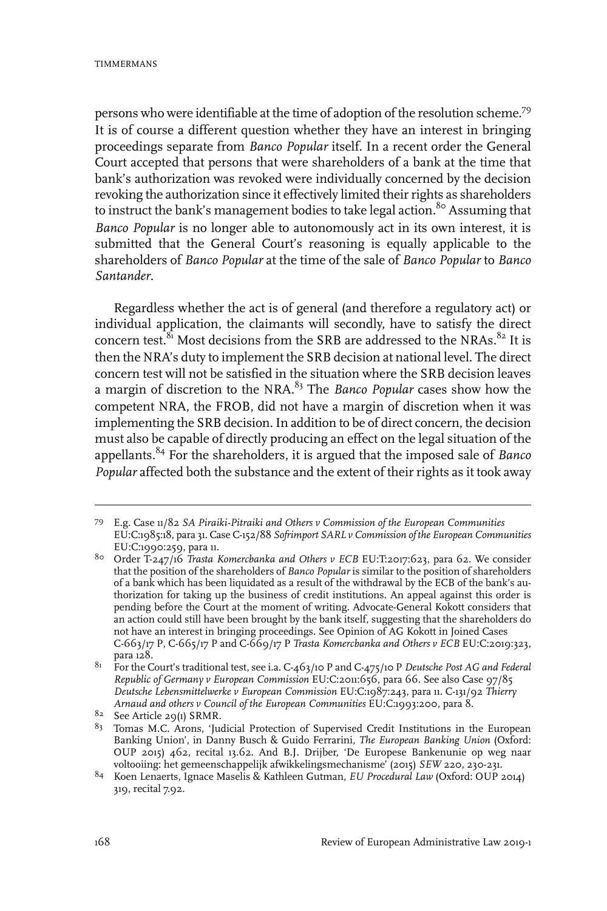persons who were identifiable at the time of adoption of the resolution scheme.[79] It is of course a different question whether they have an interest in bringing proceedings separate from *Banco Popular* itself. In a recent order the General Court accepted that persons that were shareholders of a bank at the time that bank's authorization was revoked were individually concerned by the decision revoking the authorization since it effectively limited their rights as shareholders to instruct the bank's management bodies to take legal action.[80] Assuming that *Banco Popular* is no longer able to autonomously act in its own interest, it is submitted that the General Court's reasoning is equally applicable to the shareholders of *Banco Popular* at the time of the sale of *Banco Popular* to *Banco Santander*.

Regardless whether the act is of general (and therefore a regulatory act) or individual application, the claimants will secondly, have to satisfy the direct concern test.[81] Most decisions from the SRB are addressed to the NRAs.[82] It is then the NRA's duty to implement the SRB decision at national level. The direct concern test will not be satisfied in the situation where the SRB decision leaves a margin of discretion to the NRA.[83] The *Banco Popular* cases show how the competent NRA, the FROB, did not have a margin of discretion when it was implementing the SRB decision. In addition to be of direct concern, the decision must also be capable of directly producing an effect on the legal situation of the appellants.[84] For the shareholders, it is argued that the imposed sale of *Banco Popular* affected both the substance and the extent of their rights as it took away

---

79 E.g. Case 11/82 *SA Piraiki-Pitraiki and Others v Commission of the European Communities* EU:C:1985:18, para 31. Case C-152/88 *Sofrimport SARL v Commission of the European Communities* EU:C:1990:259, para 11.

80 Order T-247/16 *Trasta Komercbanka and Others v ECB* EU:T:2017:623, para 62. We consider that the position of the shareholders of *Banco Popular* is similar to the position of shareholders of a bank which has been liquidated as a result of the withdrawal by the ECB of the bank's authorization for taking up the business of credit institutions. An appeal against this order is pending before the Court at the moment of writing. Advocate-General Kokott considers that an action could still have been brought by the bank itself, suggesting that the shareholders do not have an interest in bringing proceedings. See Opinion of AG Kokott in Joined Cases C-663/17 P, C-665/17 P and C-669/17 P *Trasta Komercbanka and Others v ECB* EU:C:2019:323, para 128.

81 For the Court's traditional test, see i.a. C-463/10 P and C-475/10 P *Deutsche Post AG and Federal Republic of Germany v European Commission* EU:C:2011:656, para 66. See also Case 97/85 *Deutsche Lebensmittelwerke v European Commission* EU:C:1987:243, para 11. C-131/92 *Thierry Arnaud and others v Council of the European Communities* EU:C:1993:200, para 8.

82 See Article 29(1) SRMR.

83 Tomas M.C. Arons, 'Judicial Protection of Supervised Credit Institutions in the European Banking Union', in Danny Busch & Guido Ferrarini, *The European Banking Union* (Oxford: OUP 2015) 462, recital 13.62. And B.J. Drijber, 'De Europese Bankenunie op weg naar voltooiing: het gemeenschappelijk afwikkelingsmechanisme' (2015) *SEW* 220, 230-231.

84 Koen Lenaerts, Ignace Maselis & Kathleen Gutman, *EU Procedural Law* (Oxford: OUP 2014) 319, recital 7.92.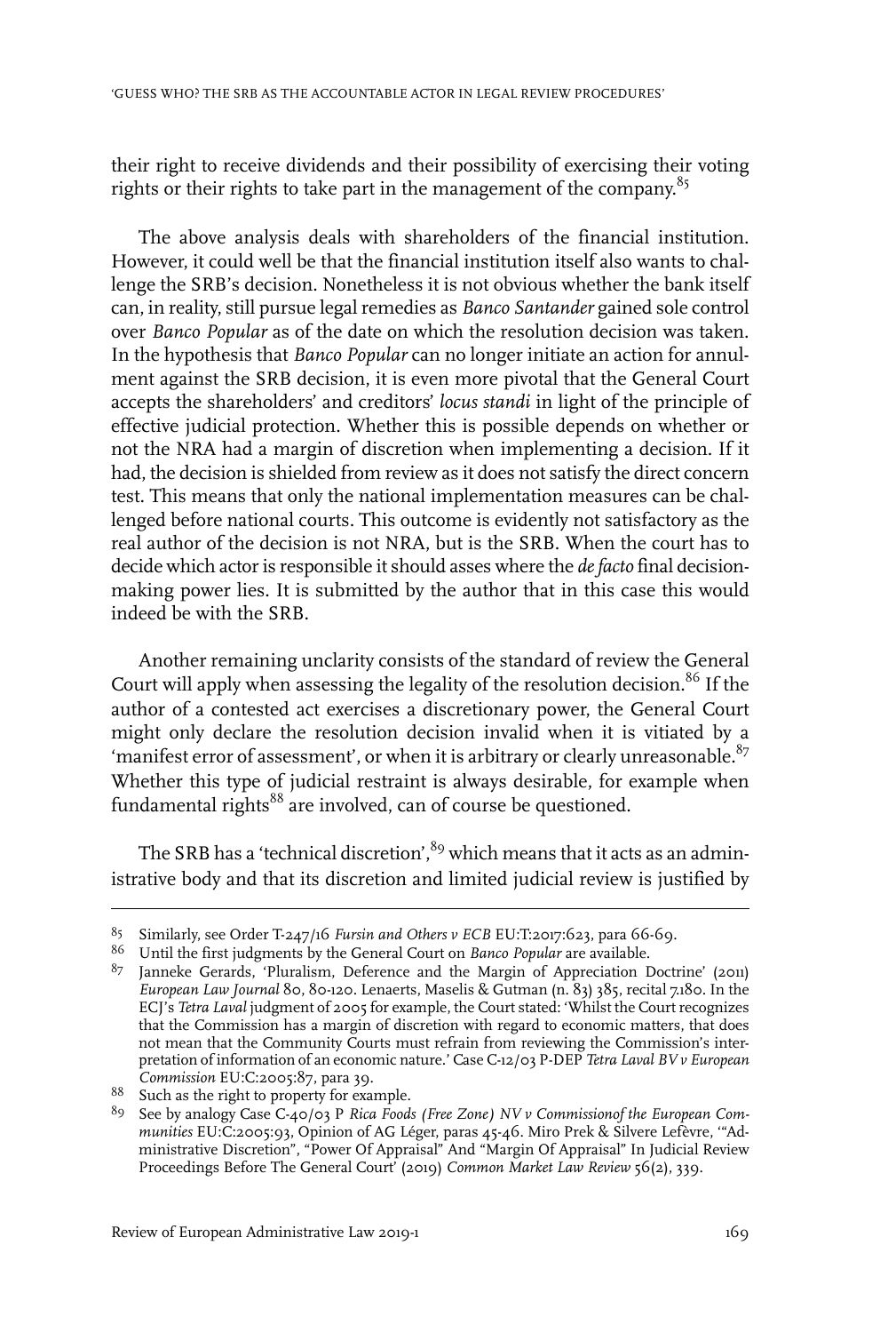their right to receive dividends and their possibility of exercising their voting rights or their rights to take part in the management of the company.[85]

The above analysis deals with shareholders of the financial institution. However, it could well be that the financial institution itself also wants to challenge the SRB's decision. Nonetheless it is not obvious whether the bank itself can, in reality, still pursue legal remedies as *Banco Santander* gained sole control over *Banco Popular* as of the date on which the resolution decision was taken. In the hypothesis that *Banco Popular* can no longer initiate an action for annulment against the SRB decision, it is even more pivotal that the General Court accepts the shareholders' and creditors' *locus standi* in light of the principle of effective judicial protection. Whether this is possible depends on whether or not the NRA had a margin of discretion when implementing a decision. If it had, the decision is shielded from review as it does not satisfy the direct concern test. This means that only the national implementation measures can be challenged before national courts. This outcome is evidently not satisfactory as the real author of the decision is not NRA, but is the SRB. When the court has to decide which actor is responsible it should asses where the *de facto* final decision-making power lies. It is submitted by the author that in this case this would indeed be with the SRB.

Another remaining unclarity consists of the standard of review the General Court will apply when assessing the legality of the resolution decision.[86] If the author of a contested act exercises a discretionary power, the General Court might only declare the resolution decision invalid when it is vitiated by a 'manifest error of assessment', or when it is arbitrary or clearly unreasonable.[87] Whether this type of judicial restraint is always desirable, for example when fundamental rights[88] are involved, can of course be questioned.

The SRB has a 'technical discretion',[89] which means that it acts as an administrative body and that its discretion and limited judicial review is justified by

---

85 Similarly, see Order T-247/16 *Fursin and Others v ECB* EU:T:2017:623, para 66-69.

86 Until the first judgments by the General Court on *Banco Popular* are available.

87 Janneke Gerards, 'Pluralism, Deference and the Margin of Appreciation Doctrine' (2011) *European Law Journal* 80, 80-120. Lenaerts, Maselis & Gutman (n. 83) 385, recital 7.180. In the ECJ's *Tetra Laval* judgment of 2005 for example, the Court stated: 'Whilst the Court recognizes that the Commission has a margin of discretion with regard to economic matters, that does not mean that the Community Courts must refrain from reviewing the Commission's interpretation of information of an economic nature.' Case C-12/03 P-DEP *Tetra Laval BV v European Commission* EU:C:2005:87, para 39.

88 Such as the right to property for example.

89 See by analogy Case C-40/03 P *Rica Foods (Free Zone) NV v Commissionof the European Communities* EU:C:2005:93, Opinion of AG Léger, paras 45-46. Miro Prek & Silvere Lefèvre, '"Administrative Discretion", "Power Of Appraisal" And "Margin Of Appraisal" In Judicial Review Proceedings Before The General Court' (2019) *Common Market Law Review* 56(2), 339.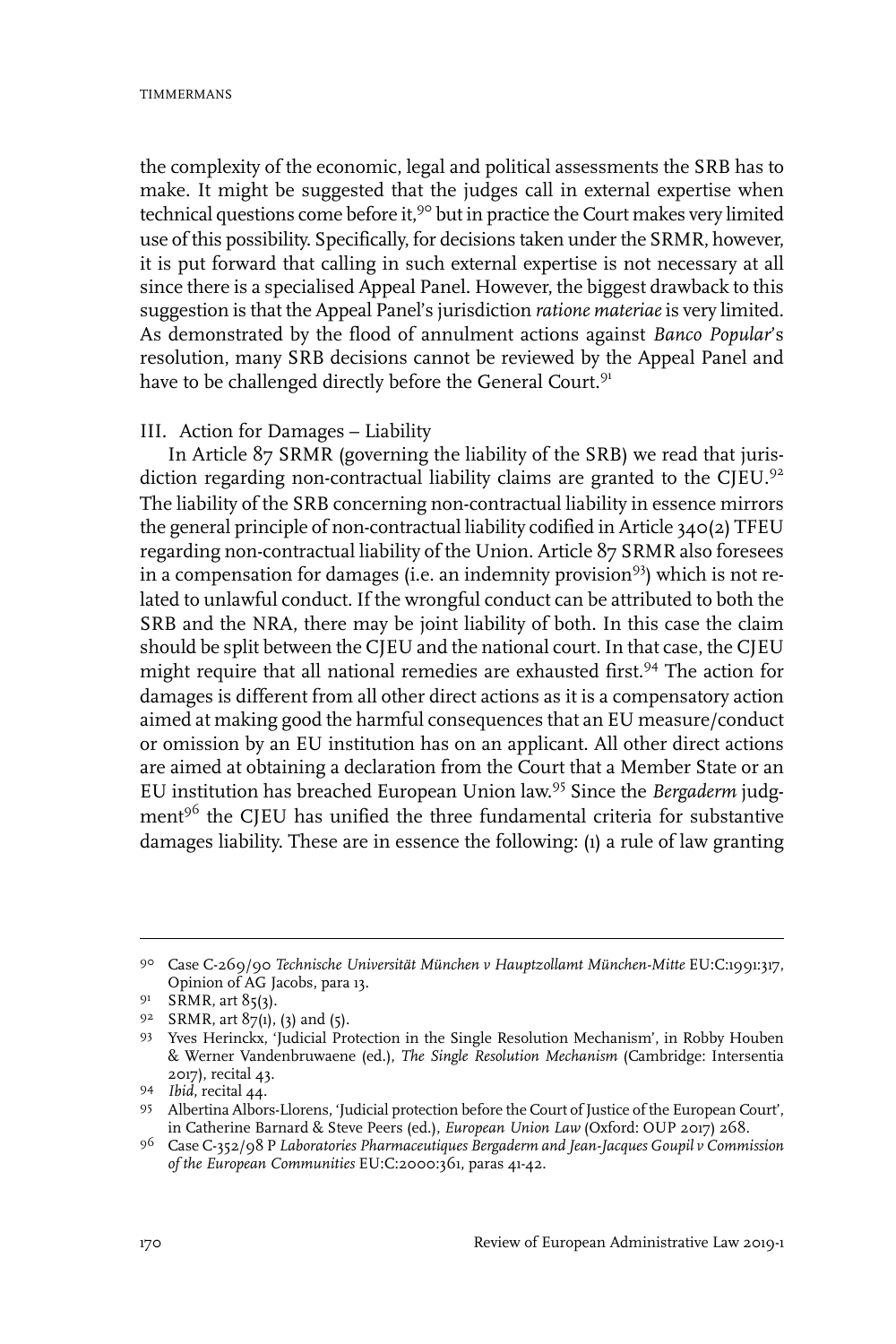the complexity of the economic, legal and political assessments the SRB has to make. It might be suggested that the judges call in external expertise when technical questions come before it,[90] but in practice the Court makes very limited use of this possibility. Specifically, for decisions taken under the SRMR, however, it is put forward that calling in such external expertise is not necessary at all since there is a specialised Appeal Panel. However, the biggest drawback to this suggestion is that the Appeal Panel's jurisdiction *ratione materiae* is very limited. As demonstrated by the flood of annulment actions against *Banco Popular*'s resolution, many SRB decisions cannot be reviewed by the Appeal Panel and have to be challenged directly before the General Court.[91]

### III. Action for Damages – Liability

In Article 87 SRMR (governing the liability of the SRB) we read that jurisdiction regarding non-contractual liability claims are granted to the CJEU.[92] The liability of the SRB concerning non-contractual liability in essence mirrors the general principle of non-contractual liability codified in Article 340(2) TFEU regarding non-contractual liability of the Union. Article 87 SRMR also foresees in a compensation for damages (i.e. an indemnity provision[93]) which is not related to unlawful conduct. If the wrongful conduct can be attributed to both the SRB and the NRA, there may be joint liability of both. In this case the claim should be split between the CJEU and the national court. In that case, the CJEU might require that all national remedies are exhausted first.[94] The action for damages is different from all other direct actions as it is a compensatory action aimed at making good the harmful consequences that an EU measure/conduct or omission by an EU institution has on an applicant. All other direct actions are aimed at obtaining a declaration from the Court that a Member State or an EU institution has breached European Union law.[95] Since the *Bergaderm* judgment[96] the CJEU has unified the three fundamental criteria for substantive damages liability. These are in essence the following: (1) a rule of law granting

---

90 Case C-269/90 *Technische Universität München v Hauptzollamt München-Mitte* EU:C:1991:317, Opinion of AG Jacobs, para 13.

91 SRMR, art 85(3).

92 SRMR, art 87(1), (3) and (5).

93 Yves Herinckx, 'Judicial Protection in the Single Resolution Mechanism', in Robby Houben & Werner Vandenbruwaene (ed.), *The Single Resolution Mechanism* (Cambridge: Intersentia 2017), recital 43.

94 *Ibid*, recital 44.

95 Albertina Albors-Llorens, 'Judicial protection before the Court of Justice of the European Court', in Catherine Barnard & Steve Peers (ed.), *European Union Law* (Oxford: OUP 2017) 268.

96 Case C-352/98 P *Laboratories Pharmaceutiques Bergaderm and Jean-Jacques Goupil v Commission of the European Communities* EU:C:2000:361, paras 41-42.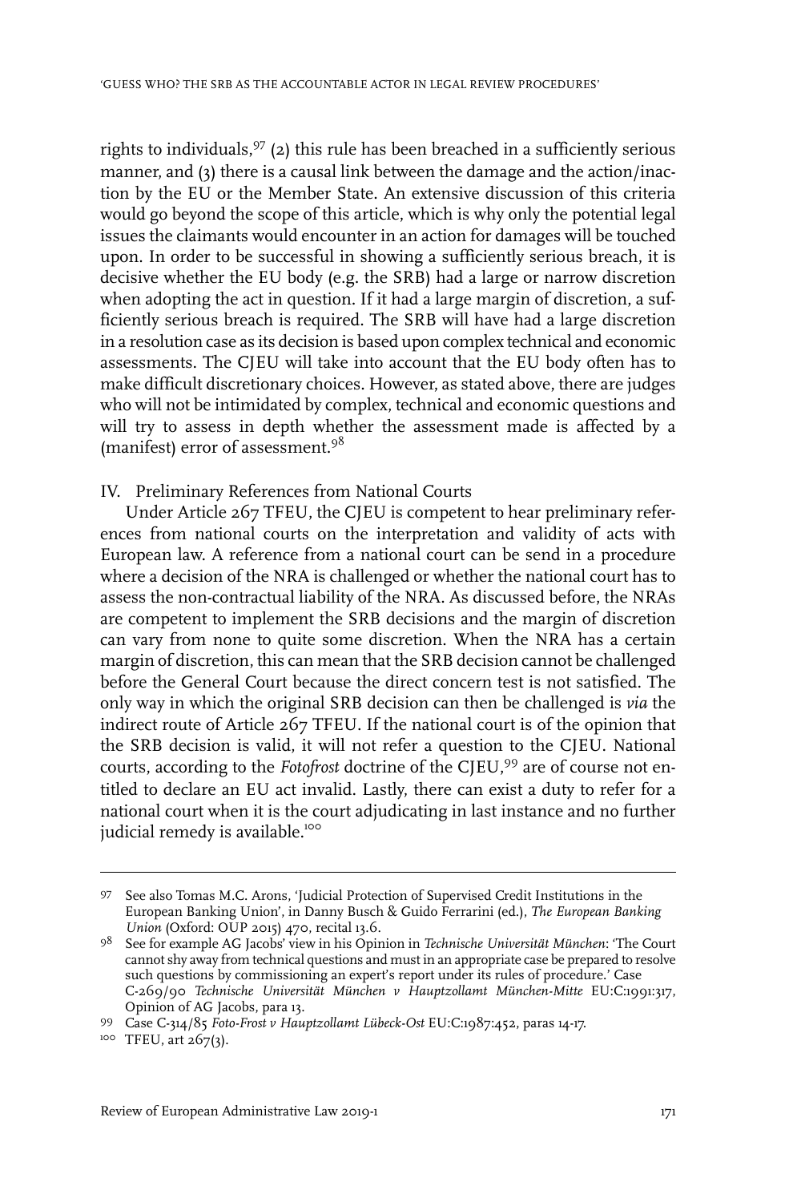rights to individuals,[97] (2) this rule has been breached in a sufficiently serious manner, and (3) there is a causal link between the damage and the action/inaction by the EU or the Member State. An extensive discussion of this criteria would go beyond the scope of this article, which is why only the potential legal issues the claimants would encounter in an action for damages will be touched upon. In order to be successful in showing a sufficiently serious breach, it is decisive whether the EU body (e.g. the SRB) had a large or narrow discretion when adopting the act in question. If it had a large margin of discretion, a sufficiently serious breach is required. The SRB will have had a large discretion in a resolution case as its decision is based upon complex technical and economic assessments. The CJEU will take into account that the EU body often has to make difficult discretionary choices. However, as stated above, there are judges who will not be intimidated by complex, technical and economic questions and will try to assess in depth whether the assessment made is affected by a (manifest) error of assessment.[98]

## IV. Preliminary References from National Courts

Under Article 267 TFEU, the CJEU is competent to hear preliminary references from national courts on the interpretation and validity of acts with European law. A reference from a national court can be send in a procedure where a decision of the NRA is challenged or whether the national court has to assess the non-contractual liability of the NRA. As discussed before, the NRAs are competent to implement the SRB decisions and the margin of discretion can vary from none to quite some discretion. When the NRA has a certain margin of discretion, this can mean that the SRB decision cannot be challenged before the General Court because the direct concern test is not satisfied. The only way in which the original SRB decision can then be challenged is *via* the indirect route of Article 267 TFEU. If the national court is of the opinion that the SRB decision is valid, it will not refer a question to the CJEU. National courts, according to the *Fotofrost* doctrine of the CJEU,[99] are of course not entitled to declare an EU act invalid. Lastly, there can exist a duty to refer for a national court when it is the court adjudicating in last instance and no further judicial remedy is available.[100]

---

97 See also Tomas M.C. Arons, 'Judicial Protection of Supervised Credit Institutions in the European Banking Union', in Danny Busch & Guido Ferrarini (ed.), *The European Banking Union* (Oxford: OUP 2015) 470, recital 13.6.

98 See for example AG Jacobs' view in his Opinion in *Technische Universität München*: 'The Court cannot shy away from technical questions and must in an appropriate case be prepared to resolve such questions by commissioning an expert's report under its rules of procedure.' Case C-269/90 *Technische Universität München v Hauptzollamt München-Mitte* EU:C:1991:317, Opinion of AG Jacobs, para 13.

99 Case C-314/85 *Foto-Frost v Hauptzollamt Lübeck-Ost* EU:C:1987:452, paras 14-17.

100 TFEU, art 267(3).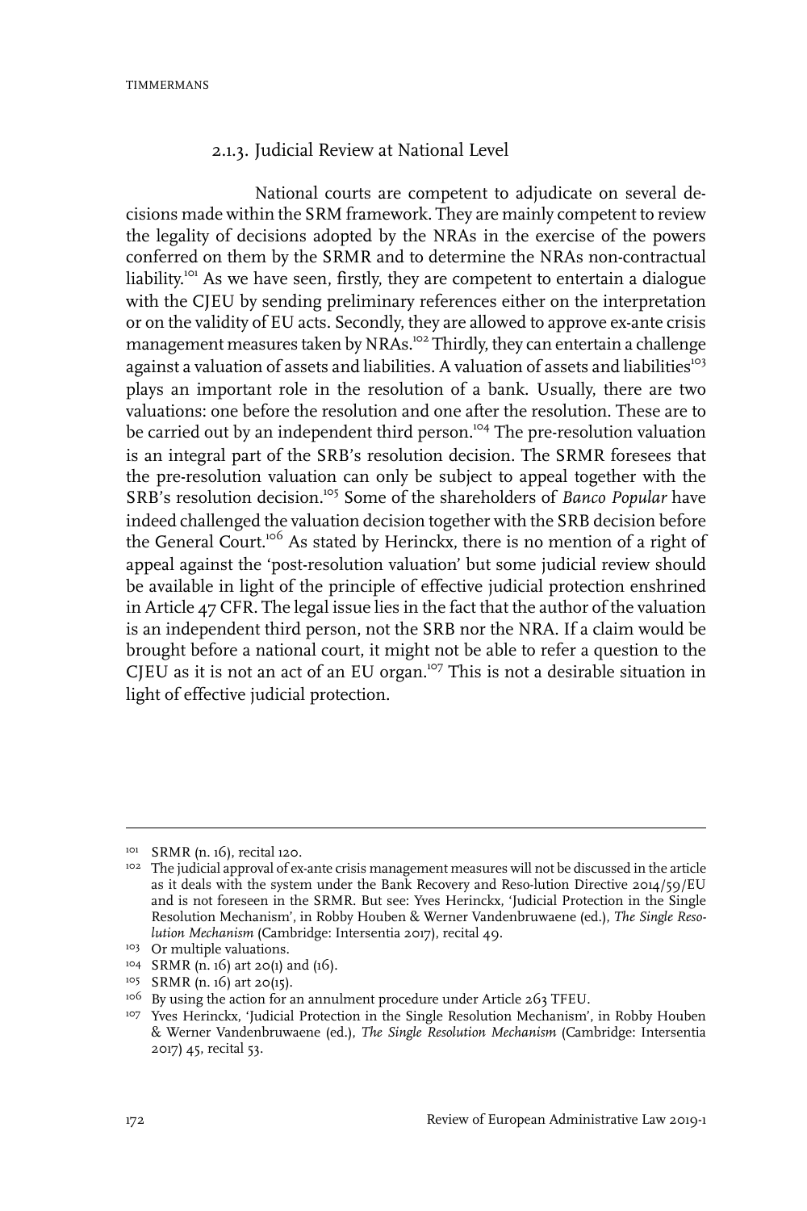### 2.1.3. Judicial Review at National Level

National courts are competent to adjudicate on several decisions made within the SRM framework. They are mainly competent to review the legality of decisions adopted by the NRAs in the exercise of the powers conferred on them by the SRMR and to determine the NRAs non-contractual liability.[101] As we have seen, firstly, they are competent to entertain a dialogue with the CJEU by sending preliminary references either on the interpretation or on the validity of EU acts. Secondly, they are allowed to approve ex-ante crisis management measures taken by NRAs.[102] Thirdly, they can entertain a challenge against a valuation of assets and liabilities. A valuation of assets and liabilities[103] plays an important role in the resolution of a bank. Usually, there are two valuations: one before the resolution and one after the resolution. These are to be carried out by an independent third person.[104] The pre-resolution valuation is an integral part of the SRB's resolution decision. The SRMR foresees that the pre-resolution valuation can only be subject to appeal together with the SRB's resolution decision.[105] Some of the shareholders of *Banco Popular* have indeed challenged the valuation decision together with the SRB decision before the General Court.[106] As stated by Herinckx, there is no mention of a right of appeal against the 'post-resolution valuation' but some judicial review should be available in light of the principle of effective judicial protection enshrined in Article 47 CFR. The legal issue lies in the fact that the author of the valuation is an independent third person, not the SRB nor the NRA. If a claim would be brought before a national court, it might not be able to refer a question to the CJEU as it is not an act of an EU organ.[107] This is not a desirable situation in light of effective judicial protection.

---

[101] SRMR (n. 16), recital 120.

[102] The judicial approval of ex-ante crisis management measures will not be discussed in the article as it deals with the system under the Bank Recovery and Reso-lution Directive 2014/59/EU and is not foreseen in the SRMR. But see: Yves Herinckx, 'Judicial Protection in the Single Resolution Mechanism', in Robby Houben & Werner Vandenbruwaene (ed.), *The Single Resolution Mechanism* (Cambridge: Intersentia 2017), recital 49.

[103] Or multiple valuations.

[104] SRMR (n. 16) art 20(1) and (16).

[105] SRMR (n. 16) art 20(15).

[106] By using the action for an annulment procedure under Article 263 TFEU.

[107] Yves Herinckx, 'Judicial Protection in the Single Resolution Mechanism', in Robby Houben & Werner Vandenbruwaene (ed.), *The Single Resolution Mechanism* (Cambridge: Intersentia 2017) 45, recital 53.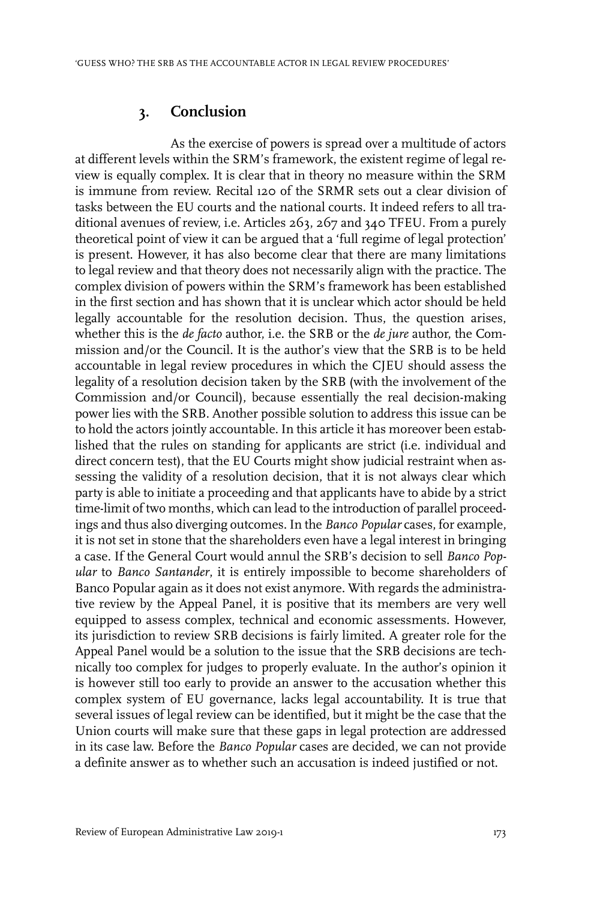## 3. Conclusion

As the exercise of powers is spread over a multitude of actors at different levels within the SRM's framework, the existent regime of legal review is equally complex. It is clear that in theory no measure within the SRM is immune from review. Recital 120 of the SRMR sets out a clear division of tasks between the EU courts and the national courts. It indeed refers to all traditional avenues of review, i.e. Articles 263, 267 and 340 TFEU. From a purely theoretical point of view it can be argued that a 'full regime of legal protection' is present. However, it has also become clear that there are many limitations to legal review and that theory does not necessarily align with the practice. The complex division of powers within the SRM's framework has been established in the first section and has shown that it is unclear which actor should be held legally accountable for the resolution decision. Thus, the question arises, whether this is the *de facto* author, i.e. the SRB or the *de jure* author, the Commission and/or the Council. It is the author's view that the SRB is to be held accountable in legal review procedures in which the CJEU should assess the legality of a resolution decision taken by the SRB (with the involvement of the Commission and/or Council), because essentially the real decision-making power lies with the SRB. Another possible solution to address this issue can be to hold the actors jointly accountable. In this article it has moreover been established that the rules on standing for applicants are strict (i.e. individual and direct concern test), that the EU Courts might show judicial restraint when assessing the validity of a resolution decision, that it is not always clear which party is able to initiate a proceeding and that applicants have to abide by a strict time-limit of two months, which can lead to the introduction of parallel proceedings and thus also diverging outcomes. In the *Banco Popular* cases, for example, it is not set in stone that the shareholders even have a legal interest in bringing a case. If the General Court would annul the SRB's decision to sell *Banco Popular* to *Banco Santander*, it is entirely impossible to become shareholders of Banco Popular again as it does not exist anymore. With regards the administrative review by the Appeal Panel, it is positive that its members are very well equipped to assess complex, technical and economic assessments. However, its jurisdiction to review SRB decisions is fairly limited. A greater role for the Appeal Panel would be a solution to the issue that the SRB decisions are technically too complex for judges to properly evaluate. In the author's opinion it is however still too early to provide an answer to the accusation whether this complex system of EU governance, lacks legal accountability. It is true that several issues of legal review can be identified, but it might be the case that the Union courts will make sure that these gaps in legal protection are addressed in its case law. Before the *Banco Popular* cases are decided, we can not provide a definite answer as to whether such an accusation is indeed justified or not.